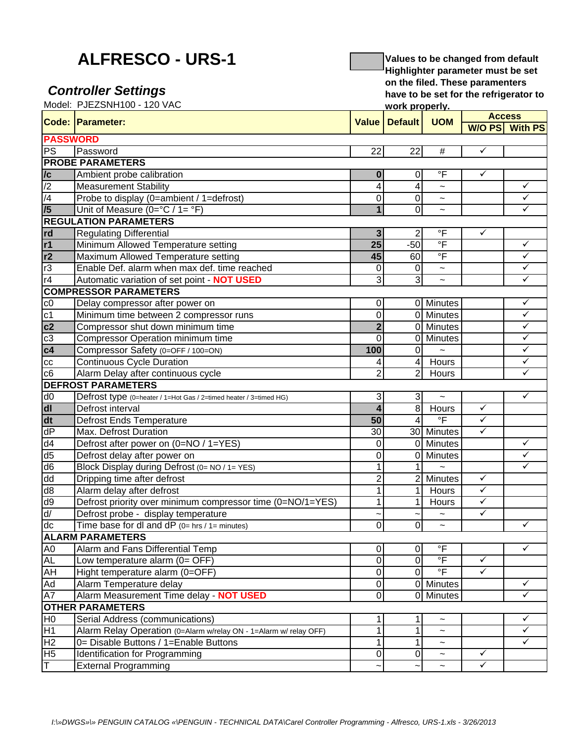# ALFRESCO - URS-1

## *Controller Settings*

Model: PJEZSNH100 - 120 VAC

Values to be changed from default Highlighter parameter must be set on the filed. These paramenters have to be set for the refrigerator to work properly.

| Code: | Parameter: | Value | Default | UOM | Access | |
|---|---|---|---|---|---|---|
| | | | | | W/O PS | With PS |
| **PASSWORD** | | | | | | |
| PS | Password | 22 | 22 | # | ✓ | |
| **PROBE PARAMETERS** | | | | | | |
| **/c** | Ambient probe calibration | **0** | 0 | °F | ✓ | |
| /2 | Measurement Stability | 4 | 4 | ~ | | ✓ |
| /4 | Probe to display (0=ambient / 1=defrost) | 0 | 0 | ~ | | ✓ |
| **/5** | Unit of Measure (0=°C / 1= °F) | **1** | 0 | ~ | | ✓ |
| **REGULATION PARAMETERS** | | | | | | |
| **rd** | Regulating Differential | **3** | 2 | °F | ✓ | |
| **r1** | Minimum Allowed Temperature setting | **25** | -50 | °F | | ✓ |
| **r2** | Maximum Allowed Temperature setting | **45** | 60 | °F | | ✓ |
| r3 | Enable Def. alarm when max def. time reached | 0 | 0 | ~ | | ✓ |
| r4 | Automatic variation of set point - **NOT USED** | 3 | 3 | ~ | | ✓ |
| **COMPRESSOR PARAMETERS** | | | | | | |
| c0 | Delay compressor after power on | 0 | 0 | Minutes | | ✓ |
| c1 | Minimum time between 2 compressor runs | 0 | 0 | Minutes | | ✓ |
| **c2** | Compressor shut down minimum time | **2** | 0 | Minutes | | ✓ |
| c3 | Compressor Operation minimum time | 0 | 0 | Minutes | | ✓ |
| **c4** | Compressor Safety (0=OFF / 100=ON) | **100** | 0 | ~ | | ✓ |
| cc | Continuous Cycle Duration | 4 | 4 | Hours | | ✓ |
| c6 | Alarm Delay after continuous cycle | 2 | 2 | Hours | | ✓ |
| **DEFROST PARAMETERS** | | | | | | |
| d0 | Defrost type (0=heater / 1=Hot Gas / 2=timed heater / 3=timed HG) | 3 | 3 | ~ | | ✓ |
| **dI** | Defrost interval | **4** | 8 | Hours | ✓ | |
| **dt** | Defrost Ends Temperature | **50** | 4 | °F | ✓ | |
| dP | Max. Defrost Duration | 30 | 30 | Minutes | ✓ | |
| d4 | Defrost after power on (0=NO / 1=YES) | 0 | 0 | Minutes | | ✓ |
| d5 | Defrost delay after power on | 0 | 0 | Minutes | | ✓ |
| d6 | Block Display during Defrost (0= NO / 1= YES) | 1 | 1 | ~ | | ✓ |
| dd | Dripping time after defrost | 2 | 2 | Minutes | ✓ | |
| d8 | Alarm delay after defrost | 1 | 1 | Hours | ✓ | |
| d9 | Defrost priority over minimum compressor time (0=NO/1=YES) | 1 | 1 | Hours | ✓ | |
| d/ | Defrost probe - display temperature | ~ | ~ | ~ | ✓ | |
| dc | Time base for dI and dP (0= hrs / 1= minutes) | 0 | 0 | ~ | | ✓ |
| **ALARM PARAMETERS** | | | | | | |
| A0 | Alarm and Fans Differential Temp | 0 | 0 | °F | | ✓ |
| AL | Low temperature alarm (0= OFF) | 0 | 0 | °F | ✓ | |
| AH | Hight temperature alarm (0=OFF) | 0 | 0 | °F | ✓ | |
| Ad | Alarm Temperature delay | 0 | 0 | Minutes | | ✓ |
| A7 | Alarm Measurement Time delay - **NOT USED** | 0 | 0 | Minutes | | ✓ |
| **OTHER PARAMETERS** | | | | | | |
| H0 | Serial Address (communications) | 1 | 1 | ~ | | ✓ |
| H1 | Alarm Relay Operation (0=Alarm w/relay ON - 1=Alarm w/ relay OFF) | 1 | 1 | ~ | | ✓ |
| H2 | 0= Disable Buttons / 1=Enable Buttons | 1 | 1 | ~ | | ✓ |
| H5 | Identification for Programming | 0 | 0 | ~ | ✓ | |
| T | External Programming | ~ | ~ | ~ | ✓ | |

*I:\»DWGS»\» PENGUIN CATALOG «\PENGUIN - TECHNICAL DATA\Carel Controller Programming - Alfresco, URS-1.xls - 3/26/2013*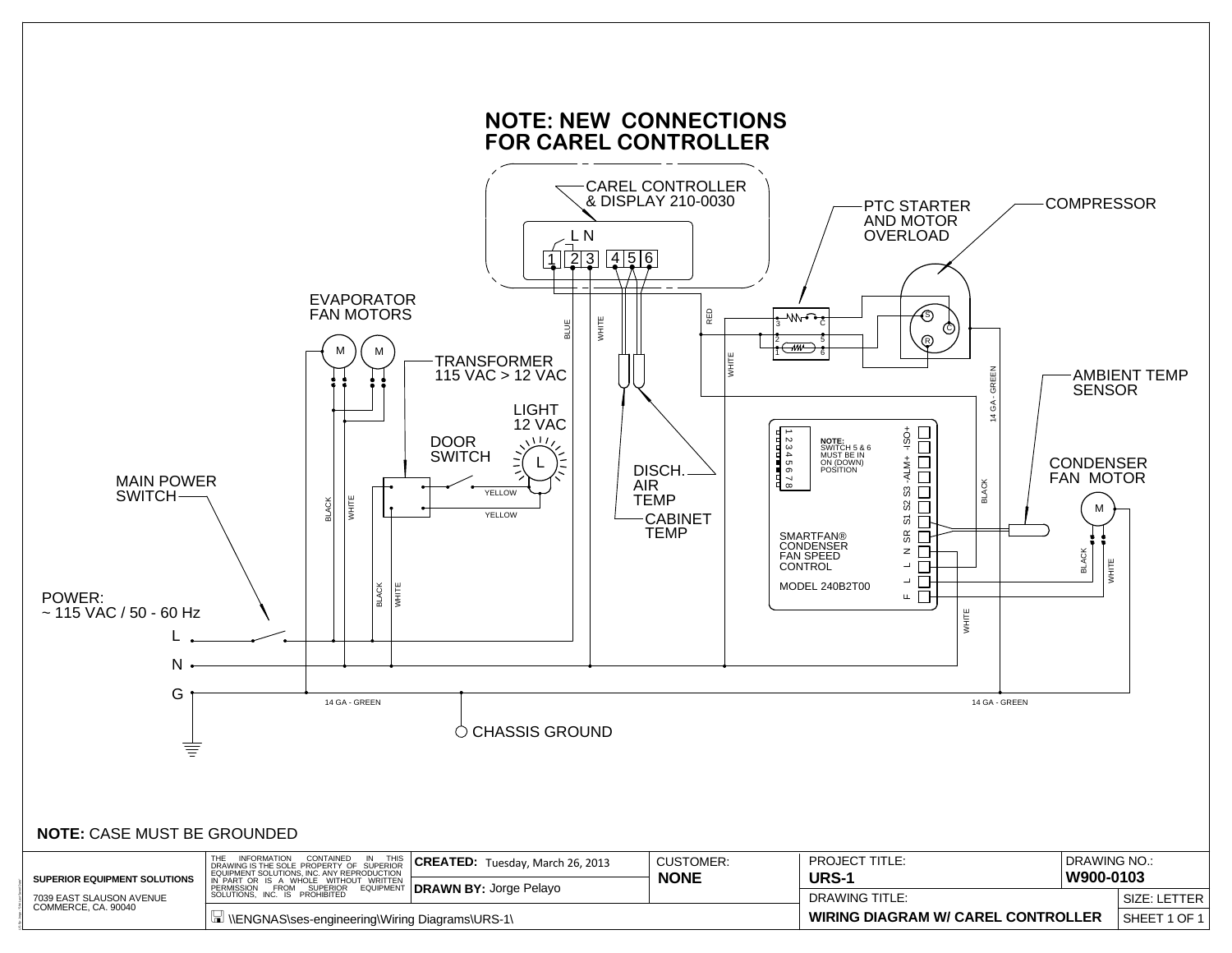**NOTE: NEW CONNECTIONS FOR CAREL CONTROLLER**

CAREL CONTROLLER & DISPLAY 210-0030

L N

1 2 3 4 5 6

PTC STARTER AND MOTOR OVERLOAD

COMPRESSOR

EVAPORATOR FAN MOTORS

TRANSFORMER 115 VAC > 12 VAC

LIGHT 12 VAC

DOOR SWITCH

DISCH. AIR TEMP

CABINET TEMP

AMBIENT TEMP SENSOR

CONDENSER FAN MOTOR

MAIN POWER SWITCH

NOTE: SWITCH 5 & 6 MUST BE IN ON (DOWN) POSITION

SMARTFAN® CONDENSER FAN SPEED CONTROL

MODEL 240B2T00

+ISO- +ALM- S3 S2 S1 SR N L L F

POWER: ~ 115 VAC / 50 - 60 Hz

L

N

G

14 GA - GREEN

CHASSIS GROUND

**NOTE:** CASE MUST BE GROUNDED

| | | | | | |
|---|---|---|---|---|---|
| **SUPERIOR EQUIPMENT SOLUTIONS** 7039 EAST SLAUSON AVENUE COMMERCE, CA. 90040 | THE INFORMATION CONTAINED IN THIS DRAWING IS THE SOLE PROPERTY OF SUPERIOR EQUIPMENT SOLUTIONS, INC. ANY REPRODUCTION IN PART OR IS A WHOLE WITHOUT WRITTEN PERMISSION FROM SUPERIOR EQUIPMENT SOLUTIONS, INC. IS PROHIBITED | **CREATED:** Tuesday, March 26, 2013 **DRAWN BY:** Jorge Pelayo | CUSTOMER: **NONE** | PROJECT TITLE: **URS-1** | DRAWING NO.: **W900-0103** |
| | \\ENGNAS\ses-engineering\Wiring Diagrams\URS-1\ | | | DRAWING TITLE: **WIRING DIAGRAM W/ CAREL CONTROLLER** | SIZE: LETTER SHEET 1 OF 1 |